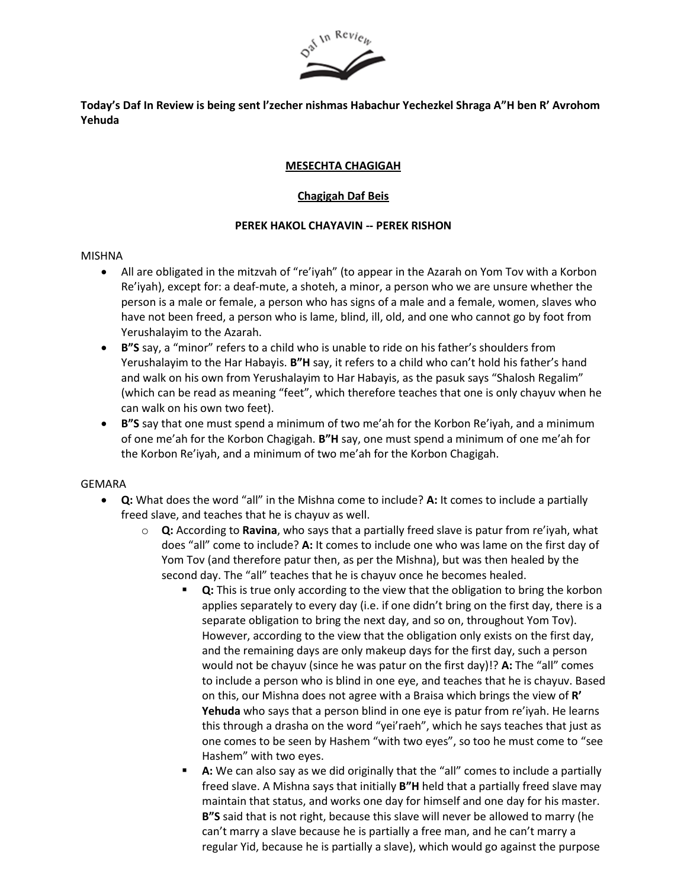**Today's Daf In Review is being sent l'zecher nishmas Habachur Yechezkel Shraga A"H ben R' Avrohom Yehuda**

**MESECHTA CHAGIGAH**

**Chagigah Daf Beis**

**PEREK HAKOL CHAYAVIN -- PEREK RISHON**

MISHNA

- All are obligated in the mitzvah of "re'iyah" (to appear in the Azarah on Yom Tov with a Korbon Re'iyah), except for: a deaf-mute, a shoteh, a minor, a person who we are unsure whether the person is a male or female, a person who has signs of a male and a female, women, slaves who have not been freed, a person who is lame, blind, ill, old, and one who cannot go by foot from Yerushalayim to the Azarah.
- **B"S** say, a "minor" refers to a child who is unable to ride on his father's shoulders from Yerushalayim to the Har Habayis. **B"H** say, it refers to a child who can't hold his father's hand and walk on his own from Yerushalayim to Har Habayis, as the pasuk says "Shalosh Regalim" (which can be read as meaning "feet", which therefore teaches that one is only chayuv when he can walk on his own two feet).
- **B"S** say that one must spend a minimum of two me'ah for the Korbon Re'iyah, and a minimum of one me'ah for the Korbon Chagigah. **B"H** say, one must spend a minimum of one me'ah for the Korbon Re'iyah, and a minimum of two me'ah for the Korbon Chagigah.

GEMARA

- **Q:** What does the word "all" in the Mishna come to include? **A:** It comes to include a partially freed slave, and teaches that he is chayuv as well.
  - **Q:** According to **Ravina**, who says that a partially freed slave is patur from re'iyah, what does "all" come to include? **A:** It comes to include one who was lame on the first day of Yom Tov (and therefore patur then, as per the Mishna), but was then healed by the second day. The "all" teaches that he is chayuv once he becomes healed.
    - **Q:** This is true only according to the view that the obligation to bring the korbon applies separately to every day (i.e. if one didn't bring on the first day, there is a separate obligation to bring the next day, and so on, throughout Yom Tov). However, according to the view that the obligation only exists on the first day, and the remaining days are only makeup days for the first day, such a person would not be chayuv (since he was patur on the first day)!? **A:** The "all" comes to include a person who is blind in one eye, and teaches that he is chayuv. Based on this, our Mishna does not agree with a Braisa which brings the view of **R' Yehuda** who says that a person blind in one eye is patur from re'iyah. He learns this through a drasha on the word "yei'raeh", which he says teaches that just as one comes to be seen by Hashem "with two eyes", so too he must come to "see Hashem" with two eyes.
    - **A:** We can also say as we did originally that the "all" comes to include a partially freed slave. A Mishna says that initially **B"H** held that a partially freed slave may maintain that status, and works one day for himself and one day for his master. **B"S** said that is not right, because this slave will never be allowed to marry (he can't marry a slave because he is partially a free man, and he can't marry a regular Yid, because he is partially a slave), which would go against the purpose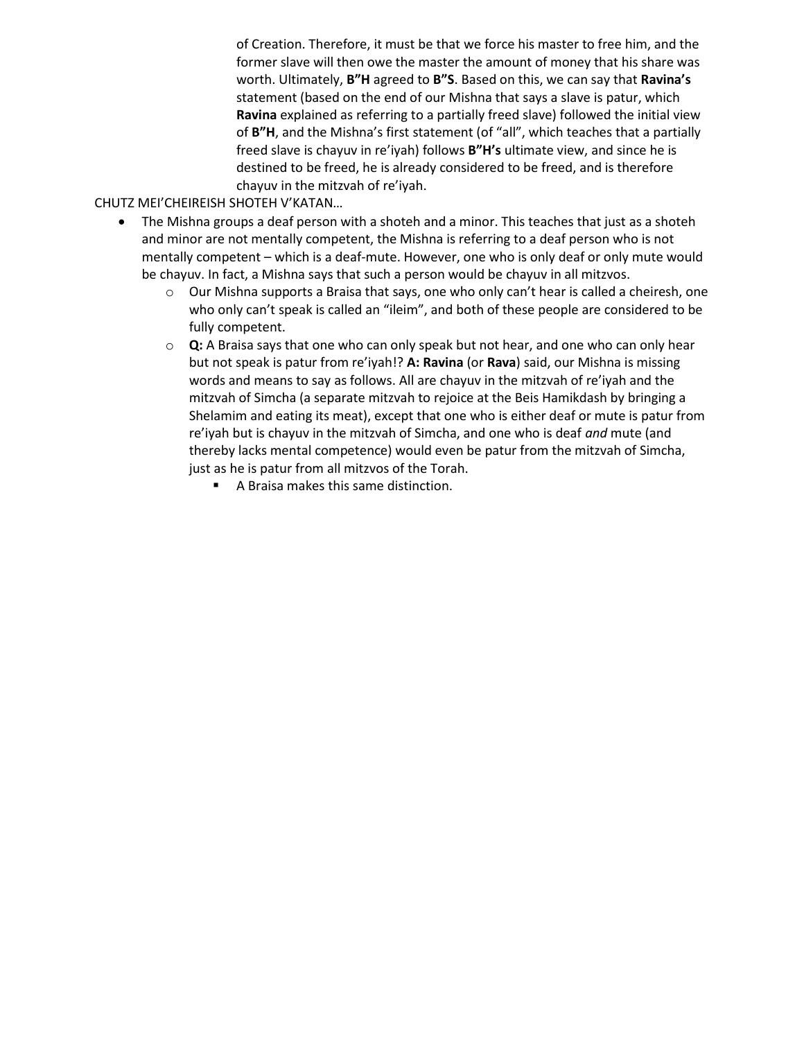of Creation. Therefore, it must be that we force his master to free him, and the former slave will then owe the master the amount of money that his share was worth. Ultimately, **B"H** agreed to **B"S**. Based on this, we can say that **Ravina's** statement (based on the end of our Mishna that says a slave is patur, which **Ravina** explained as referring to a partially freed slave) followed the initial view of **B"H**, and the Mishna's first statement (of "all", which teaches that a partially freed slave is chayuv in re'iyah) follows **B"H's** ultimate view, and since he is destined to be freed, he is already considered to be freed, and is therefore chayuv in the mitzvah of re'iyah.

CHUTZ MEI'CHEIREISH SHOTEH V'KATAN…

- The Mishna groups a deaf person with a shoteh and a minor. This teaches that just as a shoteh and minor are not mentally competent, the Mishna is referring to a deaf person who is not mentally competent – which is a deaf-mute. However, one who is only deaf or only mute would be chayuv. In fact, a Mishna says that such a person would be chayuv in all mitzvos.
  - Our Mishna supports a Braisa that says, one who only can't hear is called a cheiresh, one who only can't speak is called an "ileim", and both of these people are considered to be fully competent.
  - **Q:** A Braisa says that one who can only speak but not hear, and one who can only hear but not speak is patur from re'iyah!? **A: Ravina** (or **Rava**) said, our Mishna is missing words and means to say as follows. All are chayuv in the mitzvah of re'iyah and the mitzvah of Simcha (a separate mitzvah to rejoice at the Beis Hamikdash by bringing a Shelamim and eating its meat), except that one who is either deaf or mute is patur from re'iyah but is chayuv in the mitzvah of Simcha, and one who is deaf *and* mute (and thereby lacks mental competence) would even be patur from the mitzvah of Simcha, just as he is patur from all mitzvos of the Torah.
    - A Braisa makes this same distinction.